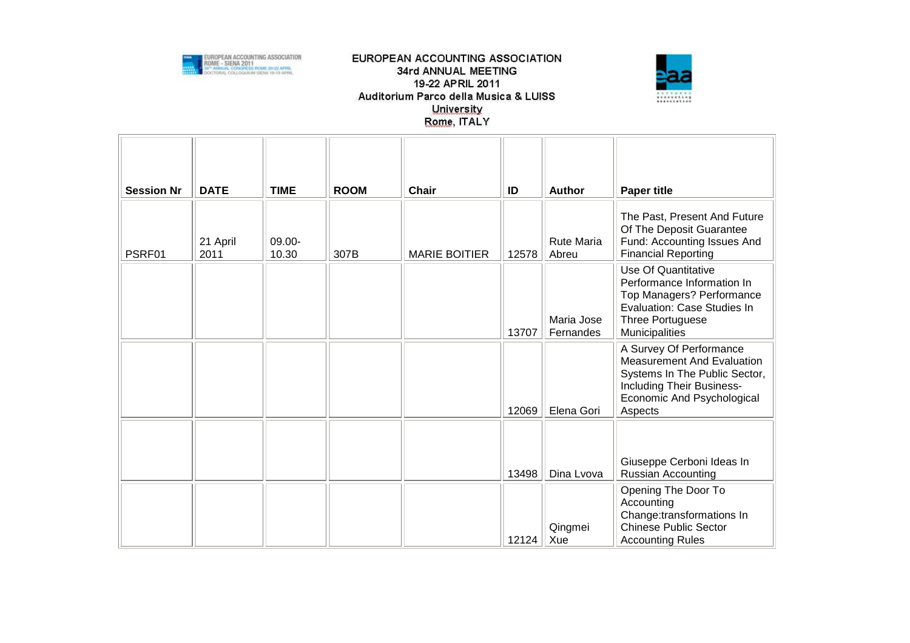# EUROPEAN ACCOUNTING ASSOCIATION
## 34rd ANNUAL MEETING
## 19-22 APRIL 2011
## Auditorium Parco della Musica & LUISS University
## Rome, ITALY

| Session Nr | DATE | TIME | ROOM | Chair | ID | Author | Paper title |
|---|---|---|---|---|---|---|---|
| PSRF01 | 21 April 2011 | 09.00-10.30 | 307B | MARIE BOITIER | 12578 | Rute Maria Abreu | The Past, Present And Future Of The Deposit Guarantee Fund: Accounting Issues And Financial Reporting |
| | | | | | 13707 | Maria Jose Fernandes | Use Of Quantitative Performance Information In Top Managers? Performance Evaluation: Case Studies In Three Portuguese Municipalities |
| | | | | | 12069 | Elena Gori | A Survey Of Performance Measurement And Evaluation Systems In The Public Sector, Including Their Business-Economic And Psychological Aspects |
| | | | | | 13498 | Dina Lvova | Giuseppe Cerboni Ideas In Russian Accounting |
| | | | | | 12124 | Qingmei Xue | Opening The Door To Accounting Change:transformations In Chinese Public Sector Accounting Rules |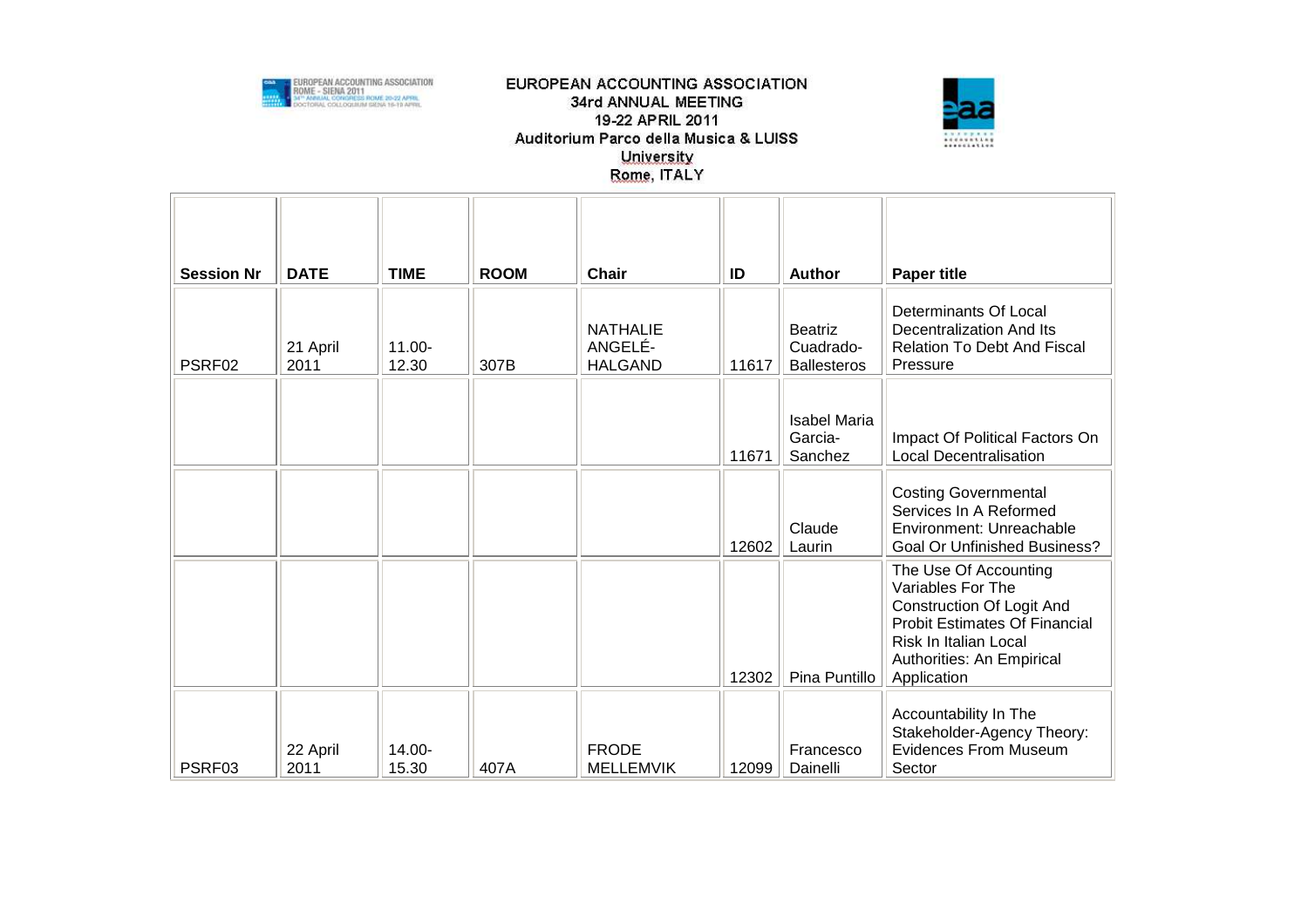EUROPEAN ACCOUNTING ASSOCIATION
34rd ANNUAL MEETING
19-22 APRIL 2011
Auditorium Parco della Musica & LUISS University
Rome, ITALY

| Session Nr | DATE | TIME | ROOM | Chair | ID | Author | Paper title |
|---|---|---|---|---|---|---|---|
| PSRF02 | 21 April 2011 | 11.00-12.30 | 307B | NATHALIE ANGELÉ-HALGAND | 11617 | Beatriz Cuadrado-Ballesteros | Determinants Of Local Decentralization And Its Relation To Debt And Fiscal Pressure |
| | | | | | 11671 | Isabel Maria Garcia-Sanchez | Impact Of Political Factors On Local Decentralisation |
| | | | | | 12602 | Claude Laurin | Costing Governmental Services In A Reformed Environment: Unreachable Goal Or Unfinished Business? |
| | | | | | 12302 | Pina Puntillo | The Use Of Accounting Variables For The Construction Of Logit And Probit Estimates Of Financial Risk In Italian Local Authorities: An Empirical Application |
| PSRF03 | 22 April 2011 | 14.00-15.30 | 407A | FRODE MELLEMVIK | 12099 | Francesco Dainelli | Accountability In The Stakeholder-Agency Theory: Evidences From Museum Sector |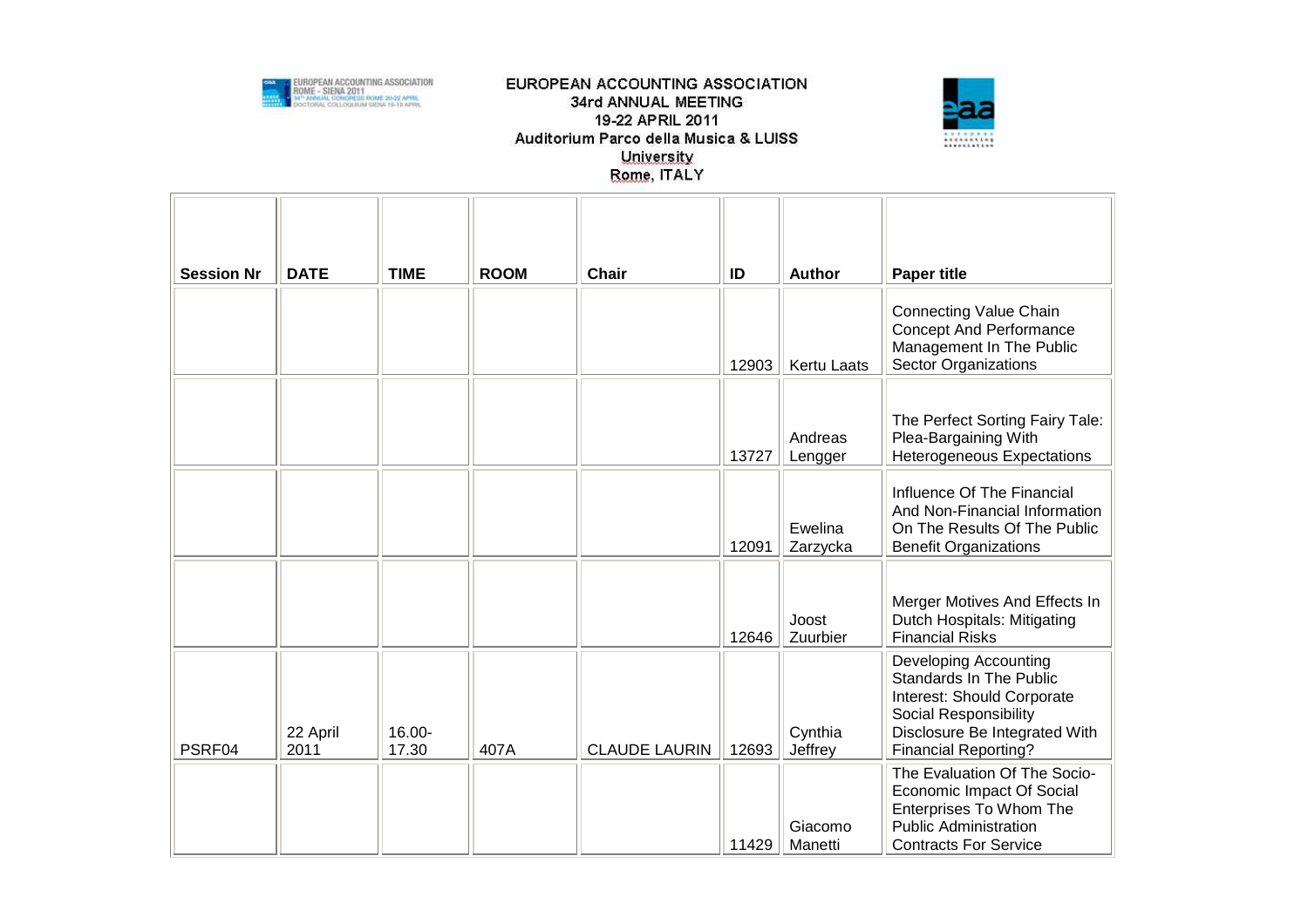EUROPEAN ACCOUNTING ASSOCIATION
34rd ANNUAL MEETING
19-22 APRIL 2011
Auditorium Parco della Musica & LUISS University
Rome, ITALY

| Session Nr | DATE | TIME | ROOM | Chair | ID | Author | Paper title |
|---|---|---|---|---|---|---|---|
| | | | | | 12903 | Kertu Laats | Connecting Value Chain Concept And Performance Management In The Public Sector Organizations |
| | | | | | 13727 | Andreas Lengger | The Perfect Sorting Fairy Tale: Plea-Bargaining With Heterogeneous Expectations |
| | | | | | 12091 | Ewelina Zarzycka | Influence Of The Financial And Non-Financial Information On The Results Of The Public Benefit Organizations |
| | | | | | 12646 | Joost Zuurbier | Merger Motives And Effects In Dutch Hospitals: Mitigating Financial Risks |
| PSRF04 | 22 April 2011 | 16.00-17.30 | 407A | CLAUDE LAURIN | 12693 | Cynthia Jeffrey | Developing Accounting Standards In The Public Interest: Should Corporate Social Responsibility Disclosure Be Integrated With Financial Reporting? |
| | | | | | 11429 | Giacomo Manetti | The Evaluation Of The Socio-Economic Impact Of Social Enterprises To Whom The Public Administration Contracts For Service |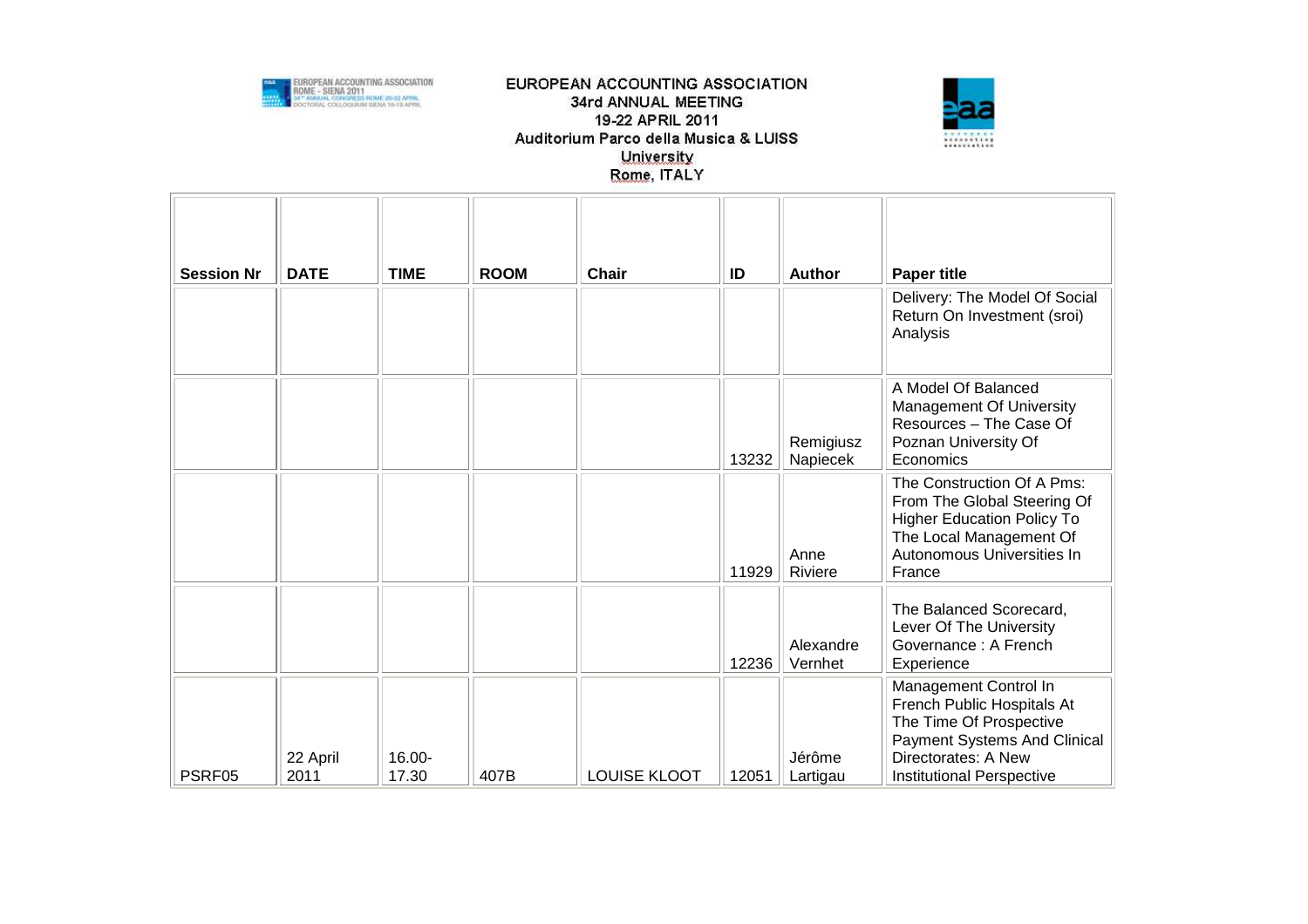| Session Nr | DATE | TIME | ROOM | Chair | ID | Author | Paper title |
|---|---|---|---|---|---|---|---|
| | | | | | | | Delivery: The Model Of Social Return On Investment (sroi) Analysis |
| | | | | | 13232 | Remigiusz Napiecek | A Model Of Balanced Management Of University Resources – The Case Of Poznan University Of Economics |
| | | | | | 11929 | Anne Riviere | The Construction Of A Pms: From The Global Steering Of Higher Education Policy To The Local Management Of Autonomous Universities In France |
| | | | | | 12236 | Alexandre Vernhet | The Balanced Scorecard, Lever Of The University Governance : A French Experience |
| PSRF05 | 22 April 2011 | 16.00-17.30 | 407B | LOUISE KLOOT | 12051 | Jérôme Lartigau | Management Control In French Public Hospitals At The Time Of Prospective Payment Systems And Clinical Directorates: A New Institutional Perspective |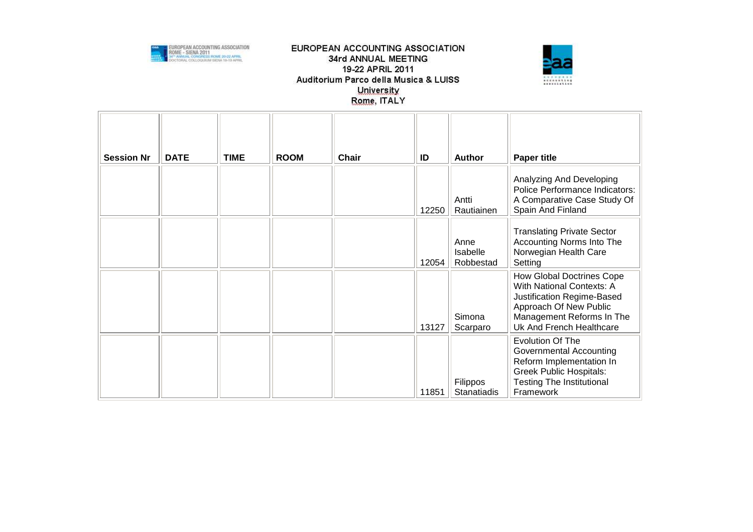EUROPEAN ACCOUNTING ASSOCIATION
34rd ANNUAL MEETING
19-22 APRIL 2011
Auditorium Parco della Musica & LUISS University
Rome, ITALY

| Session Nr | DATE | TIME | ROOM | Chair | ID | Author | Paper title |
|---|---|---|---|---|---|---|---|
| | | | | | 12250 | Antti Rautiainen | Analyzing And Developing Police Performance Indicators: A Comparative Case Study Of Spain And Finland |
| | | | | | 12054 | Anne Isabelle Robbestad | Translating Private Sector Accounting Norms Into The Norwegian Health Care Setting |
| | | | | | 13127 | Simona Scarparo | How Global Doctrines Cope With National Contexts: A Justification Regime-Based Approach Of New Public Management Reforms In The Uk And French Healthcare |
| | | | | | 11851 | Filippos Stanatiadis | Evolution Of The Governmental Accounting Reform Implementation In Greek Public Hospitals: Testing The Institutional Framework |